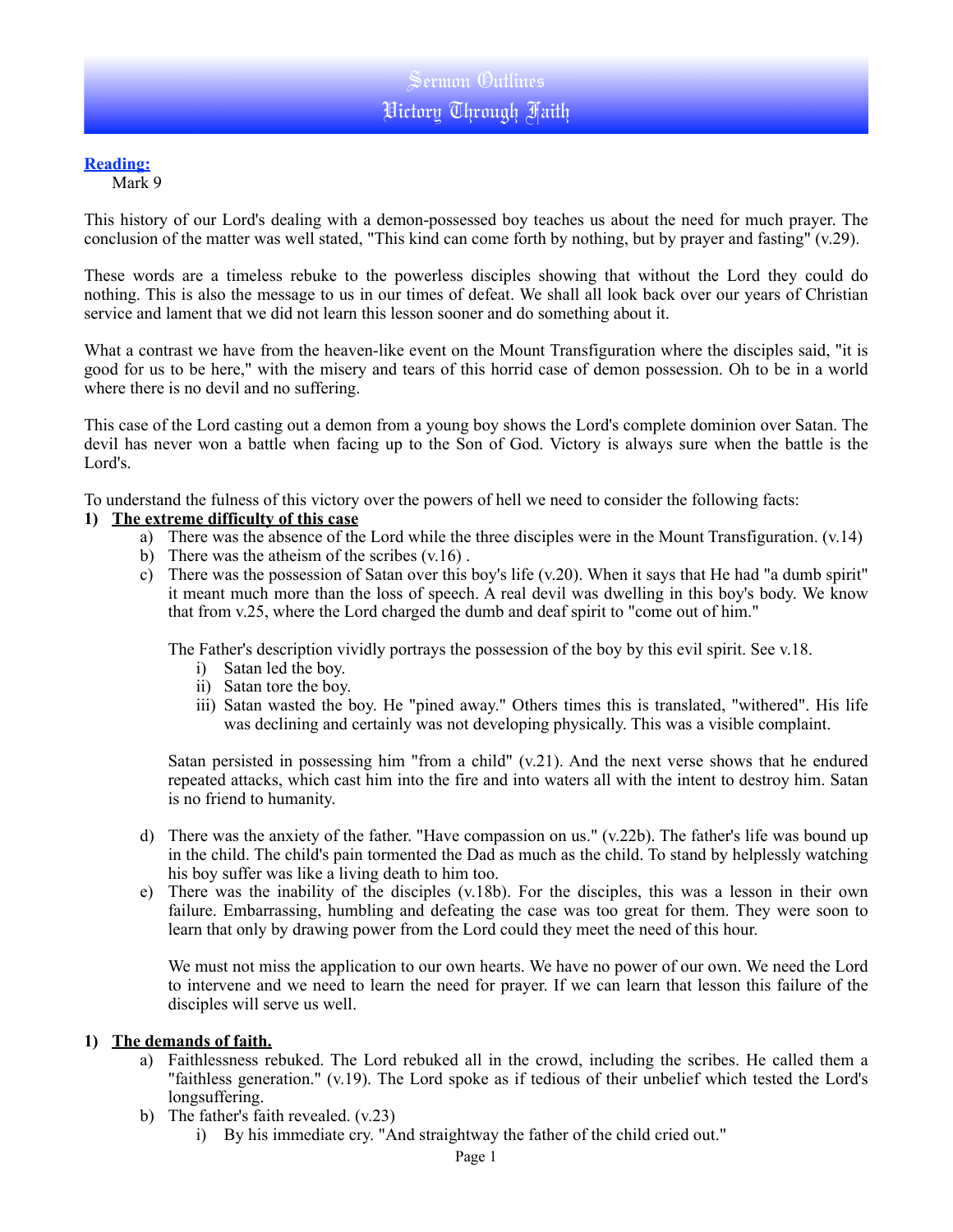# Sermon Outlines
# Victory Through Faith

**Reading:**
Mark 9

This history of our Lord's dealing with a demon-possessed boy teaches us about the need for much prayer. The conclusion of the matter was well stated, "This kind can come forth by nothing, but by prayer and fasting" (v.29).

These words are a timeless rebuke to the powerless disciples showing that without the Lord they could do nothing. This is also the message to us in our times of defeat. We shall all look back over our years of Christian service and lament that we did not learn this lesson sooner and do something about it.

What a contrast we have from the heaven-like event on the Mount Transfiguration where the disciples said, "it is good for us to be here," with the misery and tears of this horrid case of demon possession. Oh to be in a world where there is no devil and no suffering.

This case of the Lord casting out a demon from a young boy shows the Lord's complete dominion over Satan. The devil has never won a battle when facing up to the Son of God. Victory is always sure when the battle is the Lord's.

To understand the fulness of this victory over the powers of hell we need to consider the following facts:

1) **The extreme difficulty of this case**
   a) There was the absence of the Lord while the three disciples were in the Mount Transfiguration. (v.14)
   b) There was the atheism of the scribes (v.16) .
   c) There was the possession of Satan over this boy's life (v.20). When it says that He had "a dumb spirit" it meant much more than the loss of speech. A real devil was dwelling in this boy's body. We know that from v.25, where the Lord charged the dumb and deaf spirit to "come out of him."

      The Father's description vividly portrays the possession of the boy by this evil spirit. See v.18.
      i) Satan led the boy.
      ii) Satan tore the boy.
      iii) Satan wasted the boy. He "pined away." Others times this is translated, "withered". His life was declining and certainly was not developing physically. This was a visible complaint.

      Satan persisted in possessing him "from a child" (v.21). And the next verse shows that he endured repeated attacks, which cast him into the fire and into waters all with the intent to destroy him. Satan is no friend to humanity.

   d) There was the anxiety of the father. "Have compassion on us." (v.22b). The father's life was bound up in the child. The child's pain tormented the Dad as much as the child. To stand by helplessly watching his boy suffer was like a living death to him too.
   e) There was the inability of the disciples (v.18b). For the disciples, this was a lesson in their own failure. Embarrassing, humbling and defeating the case was too great for them. They were soon to learn that only by drawing power from the Lord could they meet the need of this hour.

      We must not miss the application to our own hearts. We have no power of our own. We need the Lord to intervene and we need to learn the need for prayer. If we can learn that lesson this failure of the disciples will serve us well.

1) **The demands of faith.**
   a) Faithlessness rebuked. The Lord rebuked all in the crowd, including the scribes. He called them a "faithless generation." (v.19). The Lord spoke as if tedious of their unbelief which tested the Lord's longsuffering.
   b) The father's faith revealed. (v.23)
      i) By his immediate cry. "And straightway the father of the child cried out."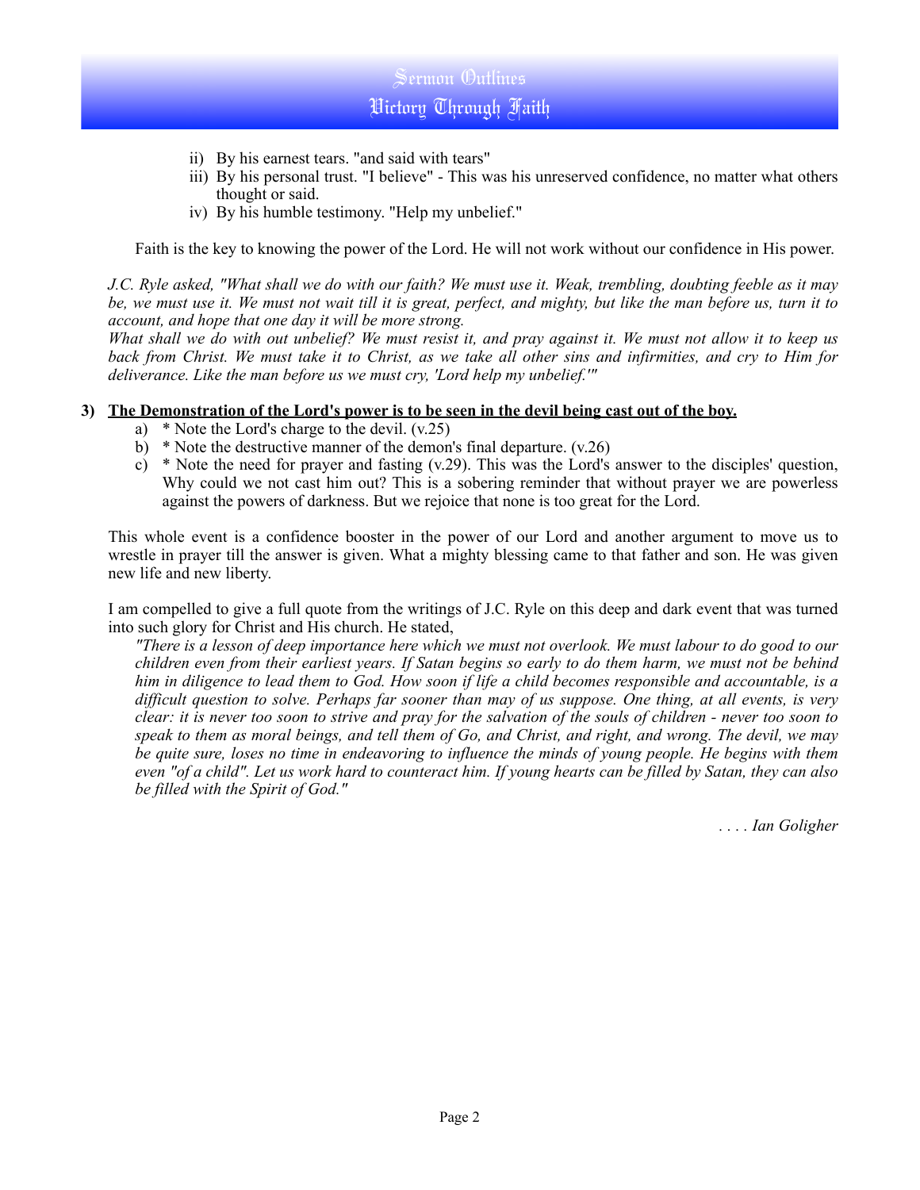ii) By his earnest tears. "and said with tears"

iii) By his personal trust. "I believe" - This was his unreserved confidence, no matter what others thought or said.

iv) By his humble testimony. "Help my unbelief."

Faith is the key to knowing the power of the Lord. He will not work without our confidence in His power.

*J.C. Ryle asked, "What shall we do with our faith? We must use it. Weak, trembling, doubting feeble as it may be, we must use it. We must not wait till it is great, perfect, and mighty, but like the man before us, turn it to account, and hope that one day it will be more strong.*
*What shall we do with out unbelief? We must resist it, and pray against it. We must not allow it to keep us back from Christ. We must take it to Christ, as we take all other sins and infirmities, and cry to Him for deliverance. Like the man before us we must cry, 'Lord help my unbelief.'"*

**3) <u>The Demonstration of the Lord's power is to be seen in the devil being cast out of the boy.</u>**

a) * Note the Lord's charge to the devil. (v.25)

b) * Note the destructive manner of the demon's final departure. (v.26)

c) * Note the need for prayer and fasting (v.29). This was the Lord's answer to the disciples' question, Why could we not cast him out? This is a sobering reminder that without prayer we are powerless against the powers of darkness. But we rejoice that none is too great for the Lord.

This whole event is a confidence booster in the power of our Lord and another argument to move us to wrestle in prayer till the answer is given. What a mighty blessing came to that father and son. He was given new life and new liberty.

I am compelled to give a full quote from the writings of J.C. Ryle on this deep and dark event that was turned into such glory for Christ and His church. He stated,

*"There is a lesson of deep importance here which we must not overlook. We must labour to do good to our children even from their earliest years. If Satan begins so early to do them harm, we must not be behind him in diligence to lead them to God. How soon if life a child becomes responsible and accountable, is a difficult question to solve. Perhaps far sooner than may of us suppose. One thing, at all events, is very clear: it is never too soon to strive and pray for the salvation of the souls of children - never too soon to speak to them as moral beings, and tell them of Go, and Christ, and right, and wrong. The devil, we may be quite sure, loses no time in endeavoring to influence the minds of young people. He begins with them even "of a child". Let us work hard to counteract him. If young hearts can be filled by Satan, they can also be filled with the Spirit of God."*

*. . . . Ian Goligher*